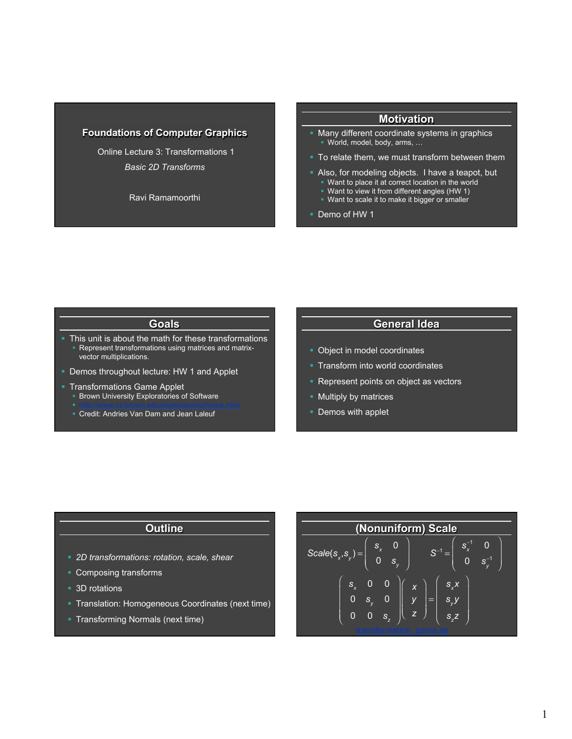# Foundations of Computer Graphics

Online Lecture 3: Transformations 1

*Basic 2D Transforms*

Ravi Ramamoorthi

## Motivation

- Many different coordinate systems in graphics
  - World, model, body, arms, …
- To relate them, we must transform between them
- Also, for modeling objects. I have a teapot, but
  - Want to place it at correct location in the world
  - Want to view it from different angles (HW 1)
  - Want to scale it to make it bigger or smaller
- Demo of HW 1

## Goals

- This unit is about the math for these transformations
  - Represent transformations using matrices and matrix-vector multiplications.
- Demos throughout lecture: HW 1 and Applet
- Transformations Game Applet
  - Brown University Exploratories of Software
  - http://www.cs.brown.edu/exploratories/home.html
  - Credit: Andries Van Dam and Jean Laleuf

## General Idea

- Object in model coordinates
- Transform into world coordinates
- Represent points on object as vectors
- Multiply by matrices
- Demos with applet

## Outline

- *2D transformations: rotation, scale, shear*
- Composing transforms
- 3D rotations
- Translation: Homogeneous Coordinates (next time)
- Transforming Normals (next time)

## (Nonuniform) Scale

$$Scale(s_x, s_y) = \begin{pmatrix} s_x & 0 \\ 0 & s_y \end{pmatrix} \qquad S^{-1} = \begin{pmatrix} s_x^{-1} & 0 \\ 0 & s_y^{-1} \end{pmatrix}$$

$$\begin{pmatrix} s_x & 0 & 0 \\ 0 & s_y & 0 \\ 0 & 0 & s_z \end{pmatrix} \begin{pmatrix} x \\ y \\ z \end{pmatrix} = \begin{pmatrix} s_x x \\ s_y y \\ s_z z \end{pmatrix}$$

transformation_game.jar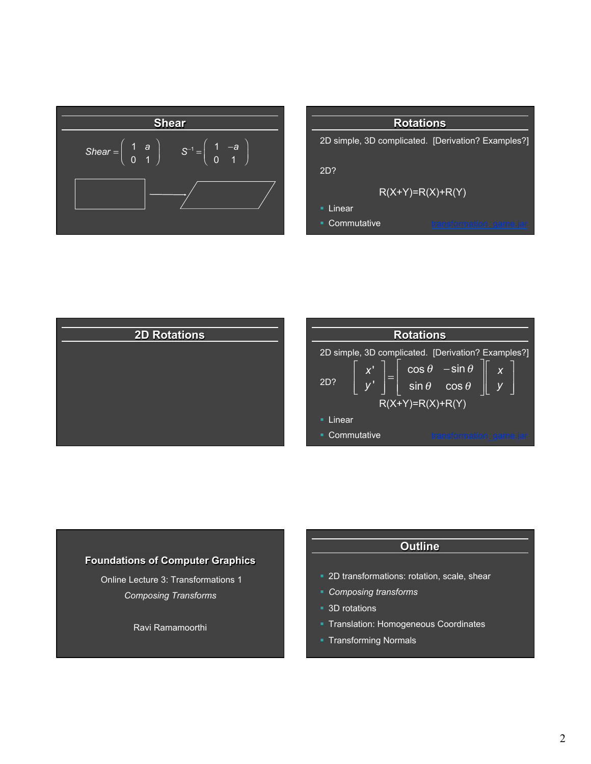## Shear

$$Shear = \begin{pmatrix} 1 & a \\ 0 & 1 \end{pmatrix} \qquad S^{-1} = \begin{pmatrix} 1 & -a \\ 0 & 1 \end{pmatrix}$$

## Rotations

2D simple, 3D complicated. [Derivation? Examples?]

2D?

R(X+Y)=R(X)+R(Y)

- Linear
- Commutative

transformation_game.jar

## 2D Rotations

## Rotations

2D simple, 3D complicated. [Derivation? Examples?]

2D?

$$\begin{bmatrix} x' \\ y' \end{bmatrix} = \begin{bmatrix} \cos\theta & -\sin\theta \\ \sin\theta & \cos\theta \end{bmatrix} \begin{bmatrix} x \\ y \end{bmatrix}$$

R(X+Y)=R(X)+R(Y)

- Linear
- Commutative

transformation_game.jar

## Foundations of Computer Graphics

Online Lecture 3: Transformations 1

*Composing Transforms*

Ravi Ramamoorthi

## Outline

- 2D transformations: rotation, scale, shear
- *Composing transforms*
- 3D rotations
- Translation: Homogeneous Coordinates
- Transforming Normals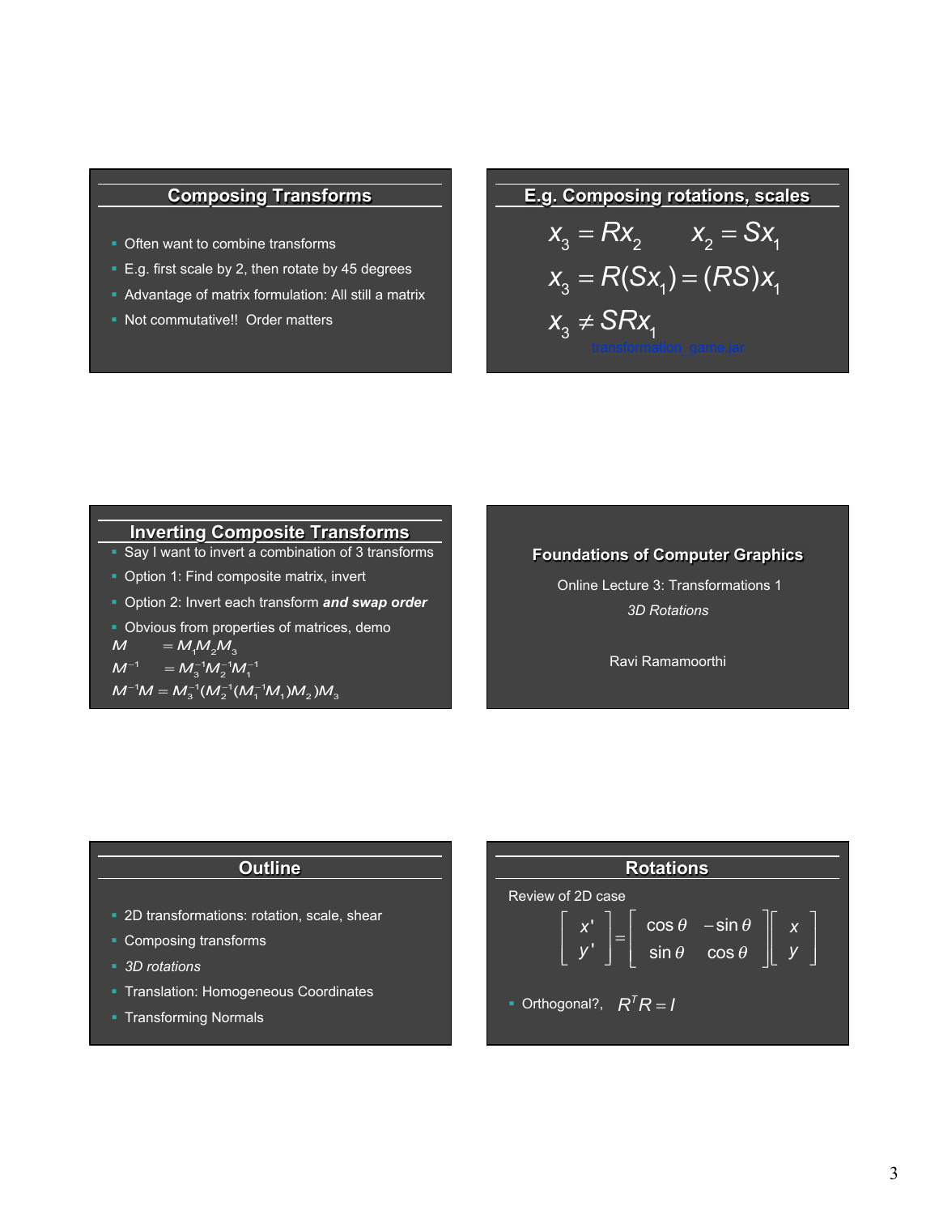## Composing Transforms

- Often want to combine transforms
- E.g. first scale by 2, then rotate by 45 degrees
- Advantage of matrix formulation: All still a matrix
- Not commutative!! Order matters

## E.g. Composing rotations, scales

$$x_3 = Rx_2 \qquad x_2 = Sx_1$$

$$x_3 = R(Sx_1) = (RS)x_1$$

$$x_3 \neq SRx_1$$

transformation_game.jar

## Inverting Composite Transforms

- Say I want to invert a combination of 3 transforms
- Option 1: Find composite matrix, invert
- Option 2: Invert each transform ***and swap order***
- Obvious from properties of matrices, demo

$$M = M_1 M_2 M_3$$

$$M^{-1} = M_3^{-1} M_2^{-1} M_1^{-1}$$

$$M^{-1}M = M_3^{-1}(M_2^{-1}(M_1^{-1}M_1)M_2)M_3$$

## Foundations of Computer Graphics

Online Lecture 3: Transformations 1

*3D Rotations*

Ravi Ramamoorthi

## Outline

- 2D transformations: rotation, scale, shear
- Composing transforms
- *3D rotations*
- Translation: Homogeneous Coordinates
- Transforming Normals

## Rotations

Review of 2D case

$$\begin{bmatrix} x' \\ y' \end{bmatrix} = \begin{bmatrix} \cos\theta & -\sin\theta \\ \sin\theta & \cos\theta \end{bmatrix} \begin{bmatrix} x \\ y \end{bmatrix}$$

- Orthogonal?, $R^T R = I$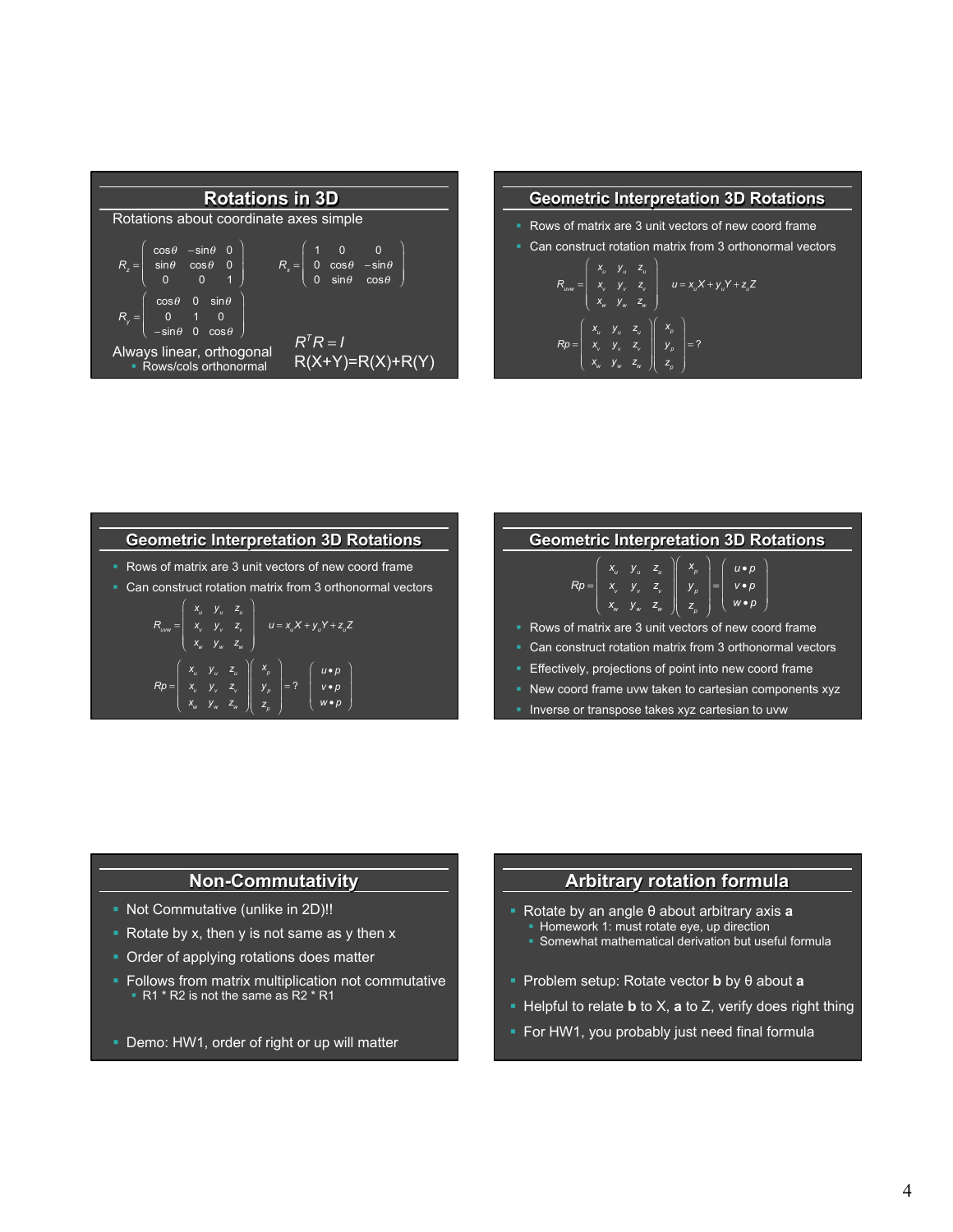## Rotations in 3D

Rotations about coordinate axes simple

$$R_z = \begin{pmatrix} \cos\theta & -\sin\theta & 0 \\ \sin\theta & \cos\theta & 0 \\ 0 & 0 & 1 \end{pmatrix} \qquad R_x = \begin{pmatrix} 1 & 0 & 0 \\ 0 & \cos\theta & -\sin\theta \\ 0 & \sin\theta & \cos\theta \end{pmatrix}$$

$$R_y = \begin{pmatrix} \cos\theta & 0 & \sin\theta \\ 0 & 1 & 0 \\ -\sin\theta & 0 & \cos\theta \end{pmatrix}$$

Always linear, orthogonal
- Rows/cols orthonormal

$$R^T R = I$$

R(X+Y)=R(X)+R(Y)

## Geometric Interpretation 3D Rotations

- Rows of matrix are 3 unit vectors of new coord frame
- Can construct rotation matrix from 3 orthonormal vectors

$$R_{uvw} = \begin{pmatrix} x_u & y_u & z_u \\ x_v & y_v & z_v \\ x_w & y_w & z_w \end{pmatrix} \qquad u = x_u X + y_u Y + z_u Z$$

$$Rp = \begin{pmatrix} x_u & y_u & z_u \\ x_v & y_v & z_v \\ x_w & y_w & z_w \end{pmatrix} \begin{pmatrix} x_p \\ y_p \\ z_p \end{pmatrix} = ?$$

## Geometric Interpretation 3D Rotations

- Rows of matrix are 3 unit vectors of new coord frame
- Can construct rotation matrix from 3 orthonormal vectors

$$R_{uvw} = \begin{pmatrix} x_u & y_u & z_u \\ x_v & y_v & z_v \\ x_w & y_w & z_w \end{pmatrix} \qquad u = x_u X + y_u Y + z_u Z$$

$$Rp = \begin{pmatrix} x_u & y_u & z_u \\ x_v & y_v & z_v \\ x_w & y_w & z_w \end{pmatrix} \begin{pmatrix} x_p \\ y_p \\ z_p \end{pmatrix} = ? \begin{pmatrix} u \bullet p \\ v \bullet p \\ w \bullet p \end{pmatrix}$$

## Geometric Interpretation 3D Rotations

$$Rp = \begin{pmatrix} x_u & y_u & z_u \\ x_v & y_v & z_v \\ x_w & y_w & z_w \end{pmatrix} \begin{pmatrix} x_p \\ y_p \\ z_p \end{pmatrix} = \begin{pmatrix} u \bullet p \\ v \bullet p \\ w \bullet p \end{pmatrix}$$

- Rows of matrix are 3 unit vectors of new coord frame
- Can construct rotation matrix from 3 orthonormal vectors
- Effectively, projections of point into new coord frame
- New coord frame uvw taken to cartesian components xyz
- Inverse or transpose takes xyz cartesian to uvw

## Non-Commutativity

- Not Commutative (unlike in 2D)!!
- Rotate by x, then y is not same as y then x
- Order of applying rotations does matter
- Follows from matrix multiplication not commutative
  - R1 * R2 is not the same as R2 * R1
- Demo: HW1, order of right or up will matter

## Arbitrary rotation formula

- Rotate by an angle θ about arbitrary axis **a**
  - Homework 1: must rotate eye, up direction
  - Somewhat mathematical derivation but useful formula
- Problem setup: Rotate vector **b** by θ about **a**
- Helpful to relate **b** to X, **a** to Z, verify does right thing
- For HW1, you probably just need final formula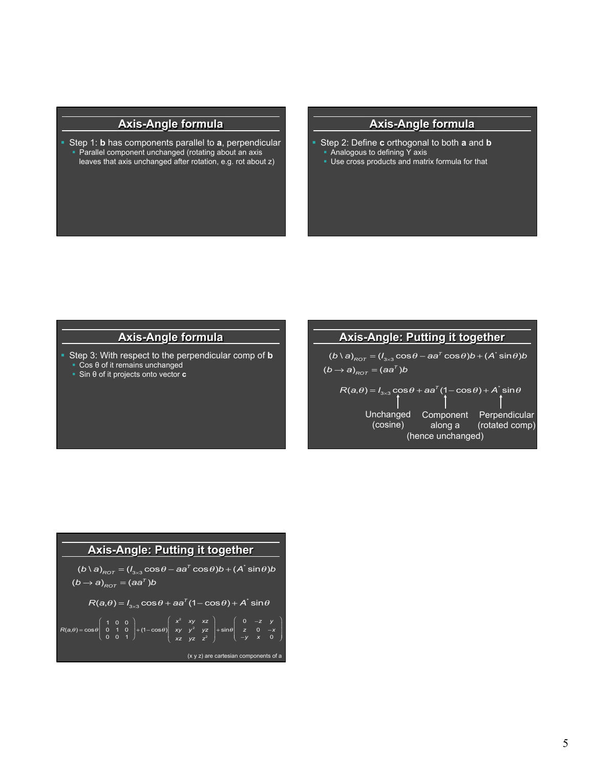## Axis-Angle formula

- Step 1: **b** has components parallel to **a**, perpendicular
  - Parallel component unchanged (rotating about an axis leaves that axis unchanged after rotation, e.g. rot about z)

## Axis-Angle formula

- Step 2: Define **c** orthogonal to both **a** and **b**
  - Analogous to defining Y axis
  - Use cross products and matrix formula for that

## Axis-Angle formula

- Step 3: With respect to the perpendicular comp of **b**
  - Cos θ of it remains unchanged
  - Sin θ of it projects onto vector **c**

## Axis-Angle: Putting it together

$$(b \setminus a)_{ROT} = (I_{3\times 3}\cos\theta - aa^T\cos\theta)b + (A^*\sin\theta)b$$

$$(b \rightarrow a)_{ROT} = (aa^T)b$$

$$R(a,\theta) = I_{3\times 3}\cos\theta + aa^T(1-\cos\theta) + A^*\sin\theta$$

Unchanged (cosine)

Component along a (hence unchanged)

Perpendicular (rotated comp)

## Axis-Angle: Putting it together

$$(b \setminus a)_{ROT} = (I_{3\times 3}\cos\theta - aa^T\cos\theta)b + (A^*\sin\theta)b$$

$$(b \rightarrow a)_{ROT} = (aa^T)b$$

$$R(a,\theta) = I_{3\times 3}\cos\theta + aa^T(1-\cos\theta) + A^*\sin\theta$$

$$R(a,\theta) = \cos\theta\begin{pmatrix} 1 & 0 & 0 \\ 0 & 1 & 0 \\ 0 & 0 & 1 \end{pmatrix} + (1-\cos\theta)\begin{pmatrix} x^2 & xy & xz \\ xy & y^2 & yz \\ xz & yz & z^2 \end{pmatrix} + \sin\theta\begin{pmatrix} 0 & -z & y \\ z & 0 & -x \\ -y & x & 0 \end{pmatrix}$$

(x y z) are cartesian components of a